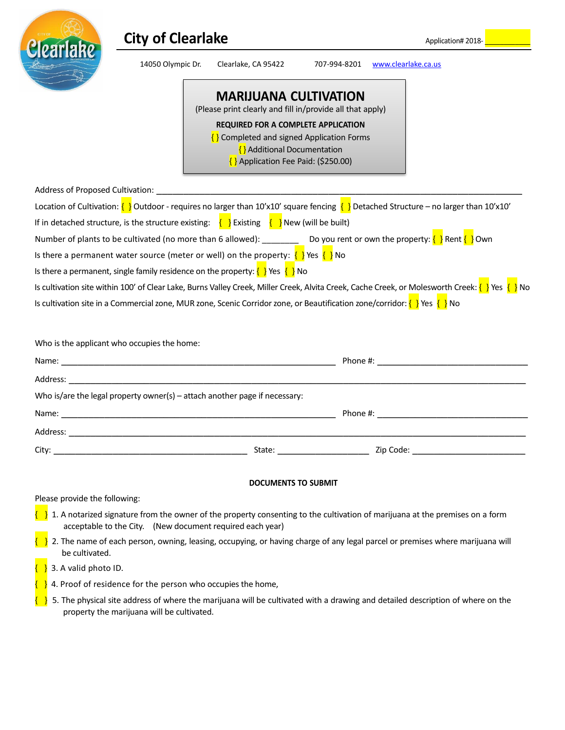# City of Clearlake

Application# 2018- ___________

14050 Olympic Dr.  Clearlake, CA 95422  707-994-8201  www.clearlake.ca.us

## MARIJUANA CULTIVATION

(Please print clearly and fill in/provide all that apply)

**REQUIRED FOR A COMPLETE APPLICATION**

{ } Completed and signed Application Forms
{ } Additional Documentation
{ } Application Fee Paid: ($250.00)

Address of Proposed Cultivation: ______________________________________________________________________________

Location of Cultivation: { } Outdoor - requires no larger than 10'x10' square fencing { } Detached Structure – no larger than 10'x10'

If in detached structure, is the structure existing: { } Existing { } New (will be built)

Number of plants to be cultivated (no more than 6 allowed): ________ Do you rent or own the property: { } Rent { } Own

Is there a permanent water source (meter or well) on the property: { } Yes { } No

Is there a permanent, single family residence on the property: { } Yes { } No

Is cultivation site within 100' of Clear Lake, Burns Valley Creek, Miller Creek, Alvita Creek, Cache Creek, or Molesworth Creek: { } Yes { } No

Is cultivation site in a Commercial zone, MUR zone, Scenic Corridor zone, or Beautification zone/corridor: { } Yes { } No

Who is the applicant who occupies the home:

Name: ___________________________________________________________ Phone #: _________________________________

Address: ___________________________________________________________________________________________________

Who is/are the legal property owner(s) – attach another page if necessary:

Name: ___________________________________________________________ Phone #: _________________________________

Address: ___________________________________________________________________________________________________

City: ____________________________________________ State: ____________________ Zip Code: ________________________

**DOCUMENTS TO SUBMIT**

Please provide the following:

{ } 1. A notarized signature from the owner of the property consenting to the cultivation of marijuana at the premises on a form acceptable to the City. (New document required each year)

{ } 2. The name of each person, owning, leasing, occupying, or having charge of any legal parcel or premises where marijuana will be cultivated.

{ } 3. A valid photo ID.

{ } 4. Proof of residence for the person who occupies the home,

{ } 5. The physical site address of where the marijuana will be cultivated with a drawing and detailed description of where on the property the marijuana will be cultivated.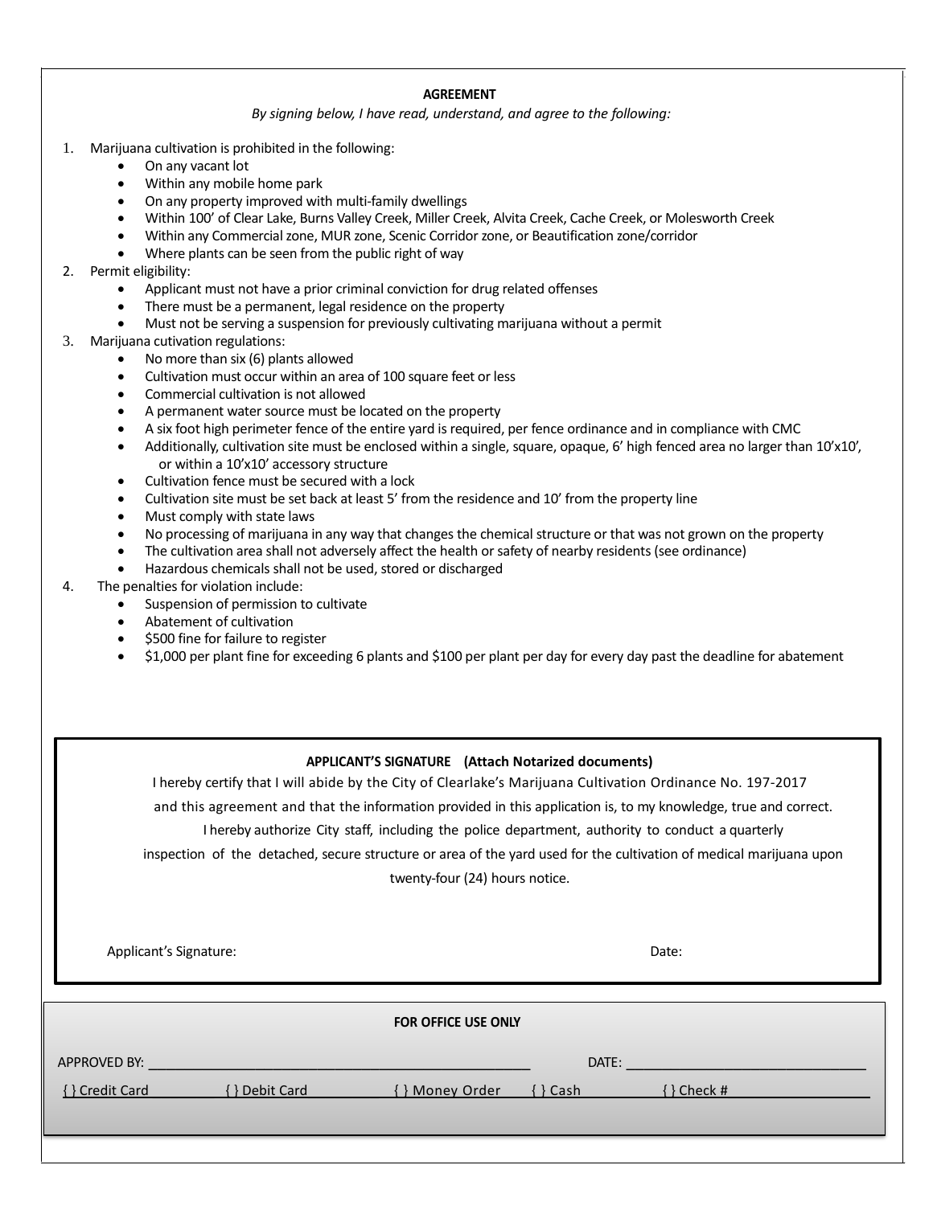**AGREEMENT**

*By signing below, I have read, understand, and agree to the following:*

1. Marijuana cultivation is prohibited in the following:
   - On any vacant lot
   - Within any mobile home park
   - On any property improved with multi-family dwellings
   - Within 100' of Clear Lake, Burns Valley Creek, Miller Creek, Alvita Creek, Cache Creek, or Molesworth Creek
   - Within any Commercial zone, MUR zone, Scenic Corridor zone, or Beautification zone/corridor
   - Where plants can be seen from the public right of way
2. Permit eligibility:
   - Applicant must not have a prior criminal conviction for drug related offenses
   - There must be a permanent, legal residence on the property
   - Must not be serving a suspension for previously cultivating marijuana without a permit
3. Marijuana cutivation regulations:
   - No more than six (6) plants allowed
   - Cultivation must occur within an area of 100 square feet or less
   - Commercial cultivation is not allowed
   - A permanent water source must be located on the property
   - A six foot high perimeter fence of the entire yard is required, per fence ordinance and in compliance with CMC
   - Additionally, cultivation site must be enclosed within a single, square, opaque, 6' high fenced area no larger than 10'x10', or within a 10'x10' accessory structure
   - Cultivation fence must be secured with a lock
   - Cultivation site must be set back at least 5' from the residence and 10' from the property line
   - Must comply with state laws
   - No processing of marijuana in any way that changes the chemical structure or that was not grown on the property
   - The cultivation area shall not adversely affect the health or safety of nearby residents (see ordinance)
   - Hazardous chemicals shall not be used, stored or discharged
4. The penalties for violation include:
   - Suspension of permission to cultivate
   - Abatement of cultivation
   - $500 fine for failure to register
   - $1,000 per plant fine for exceeding 6 plants and $100 per plant per day for every day past the deadline for abatement

**APPLICANT'S SIGNATURE (Attach Notarized documents)**

I hereby certify that I will abide by the City of Clearlake's Marijuana Cultivation Ordinance No. 197-2017 and this agreement and that the information provided in this application is, to my knowledge, true and correct. I hereby authorize City staff, including the police department, authority to conduct a quarterly inspection of the detached, secure structure or area of the yard used for the cultivation of medical marijuana upon twenty-four (24) hours notice.

Applicant's Signature: Date:

**FOR OFFICE USE ONLY**

APPROVED BY: ______________________ DATE: ______________________

{ } Credit Card { } Debit Card { } Money Order { } Cash { } Check # ____________